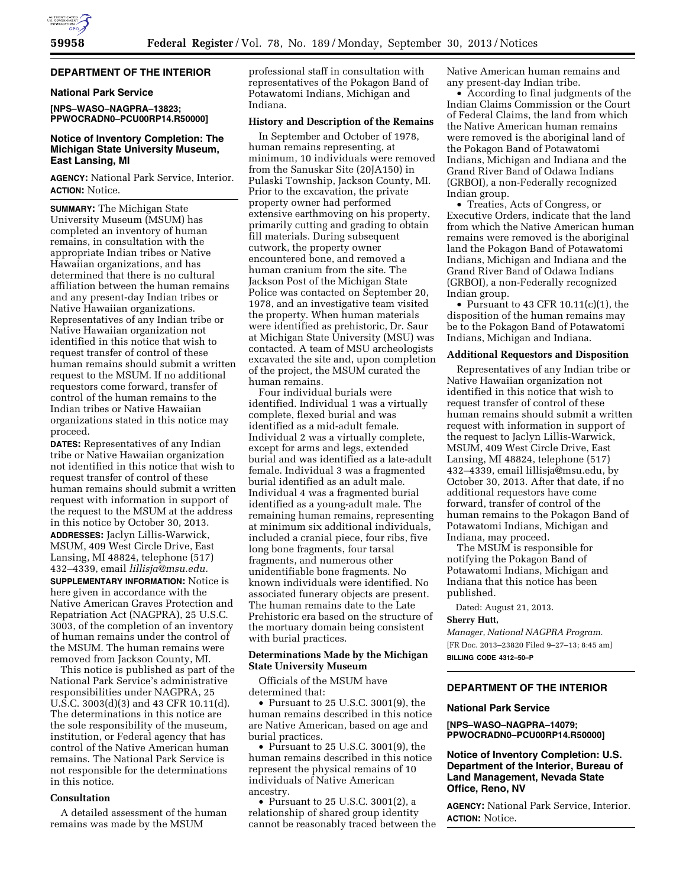## DEPARTMENT OF THE INTERIOR

### National Park Service

**[NPS–WASO–NAGPRA–13823; PPWOCRADN0–PCU00RP14.R50000]**

### Notice of Inventory Completion: The Michigan State University Museum, East Lansing, MI

**AGENCY:** National Park Service, Interior.

**ACTION:** Notice.

**SUMMARY:** The Michigan State University Museum (MSUM) has completed an inventory of human remains, in consultation with the appropriate Indian tribes or Native Hawaiian organizations, and has determined that there is no cultural affiliation between the human remains and any present-day Indian tribes or Native Hawaiian organizations. Representatives of any Indian tribe or Native Hawaiian organization not identified in this notice that wish to request transfer of control of these human remains should submit a written request to the MSUM. If no additional requestors come forward, transfer of control of the human remains to the Indian tribes or Native Hawaiian organizations stated in this notice may proceed.

**DATES:** Representatives of any Indian tribe or Native Hawaiian organization not identified in this notice that wish to request transfer of control of these human remains should submit a written request with information in support of the request to the MSUM at the address in this notice by October 30, 2013.

**ADDRESSES:** Jaclyn Lillis-Warwick, MSUM, 409 West Circle Drive, East Lansing, MI 48824, telephone (517) 432–4339, email *lillisja@msu.edu.*

**SUPPLEMENTARY INFORMATION:** Notice is here given in accordance with the Native American Graves Protection and Repatriation Act (NAGPRA), 25 U.S.C. 3003, of the completion of an inventory of human remains under the control of the MSUM. The human remains were removed from Jackson County, MI.

This notice is published as part of the National Park Service's administrative responsibilities under NAGPRA, 25 U.S.C. 3003(d)(3) and 43 CFR 10.11(d). The determinations in this notice are the sole responsibility of the museum, institution, or Federal agency that has control of the Native American human remains. The National Park Service is not responsible for the determinations in this notice.

#### Consultation

A detailed assessment of the human remains was made by the MSUM professional staff in consultation with representatives of the Pokagon Band of Potawatomi Indians, Michigan and Indiana.

#### History and Description of the Remains

In September and October of 1978, human remains representing, at minimum, 10 individuals were removed from the Sanuskar Site (20JA150) in Pulaski Township, Jackson County, MI. Prior to the excavation, the private property owner had performed extensive earthmoving on his property, primarily cutting and grading to obtain fill materials. During subsequent cutwork, the property owner encountered bone, and removed a human cranium from the site. The Jackson Post of the Michigan State Police was contacted on September 20, 1978, and an investigative team visited the property. When human materials were identified as prehistoric, Dr. Saur at Michigan State University (MSU) was contacted. A team of MSU archeologists excavated the site and, upon completion of the project, the MSUM curated the human remains.

Four individual burials were identified. Individual 1 was a virtually complete, flexed burial and was identified as a mid-adult female. Individual 2 was a virtually complete, except for arms and legs, extended burial and was identified as a late-adult female. Individual 3 was a fragmented burial identified as an adult male. Individual 4 was a fragmented burial identified as a young-adult male. The remaining human remains, representing at minimum six additional individuals, included a cranial piece, four ribs, five long bone fragments, four tarsal fragments, and numerous other unidentifiable bone fragments. No known individuals were identified. No associated funerary objects are present. The human remains date to the Late Prehistoric era based on the structure of the mortuary domain being consistent with burial practices.

#### Determinations Made by the Michigan State University Museum

Officials of the MSUM have determined that:

- Pursuant to 25 U.S.C. 3001(9), the human remains described in this notice are Native American, based on age and burial practices.
- Pursuant to 25 U.S.C. 3001(9), the human remains described in this notice represent the physical remains of 10 individuals of Native American ancestry.
- Pursuant to 25 U.S.C. 3001(2), a relationship of shared group identity cannot be reasonably traced between the Native American human remains and any present-day Indian tribe.
- According to final judgments of the Indian Claims Commission or the Court of Federal Claims, the land from which the Native American human remains were removed is the aboriginal land of the Pokagon Band of Potawatomi Indians, Michigan and Indiana and the Grand River Band of Odawa Indians (GRBOI), a non-Federally recognized Indian group.
- Treaties, Acts of Congress, or Executive Orders, indicate that the land from which the Native American human remains were removed is the aboriginal land the Pokagon Band of Potawatomi Indians, Michigan and Indiana and the Grand River Band of Odawa Indians (GRBOI), a non-Federally recognized Indian group.
- Pursuant to 43 CFR 10.11(c)(1), the disposition of the human remains may be to the Pokagon Band of Potawatomi Indians, Michigan and Indiana.

#### Additional Requestors and Disposition

Representatives of any Indian tribe or Native Hawaiian organization not identified in this notice that wish to request transfer of control of these human remains should submit a written request with information in support of the request to Jaclyn Lillis-Warwick, MSUM, 409 West Circle Drive, East Lansing, MI 48824, telephone (517) 432–4339, email lillisja@msu.edu, by October 30, 2013. After that date, if no additional requestors have come forward, transfer of control of the human remains to the Pokagon Band of Potawatomi Indians, Michigan and Indiana, may proceed.

The MSUM is responsible for notifying the Pokagon Band of Potawatomi Indians, Michigan and Indiana that this notice has been published.

Dated: August 21, 2013.

**Sherry Hutt,**

*Manager, National NAGPRA Program.*

[FR Doc. 2013–23820 Filed 9–27–13; 8:45 am]

**BILLING CODE 4312–50–P**

## DEPARTMENT OF THE INTERIOR

### National Park Service

**[NPS–WASO–NAGPRA–14079; PPWOCRADN0–PCU00RP14.R50000]**

### Notice of Inventory Completion: U.S. Department of the Interior, Bureau of Land Management, Nevada State Office, Reno, NV

**AGENCY:** National Park Service, Interior.

**ACTION:** Notice.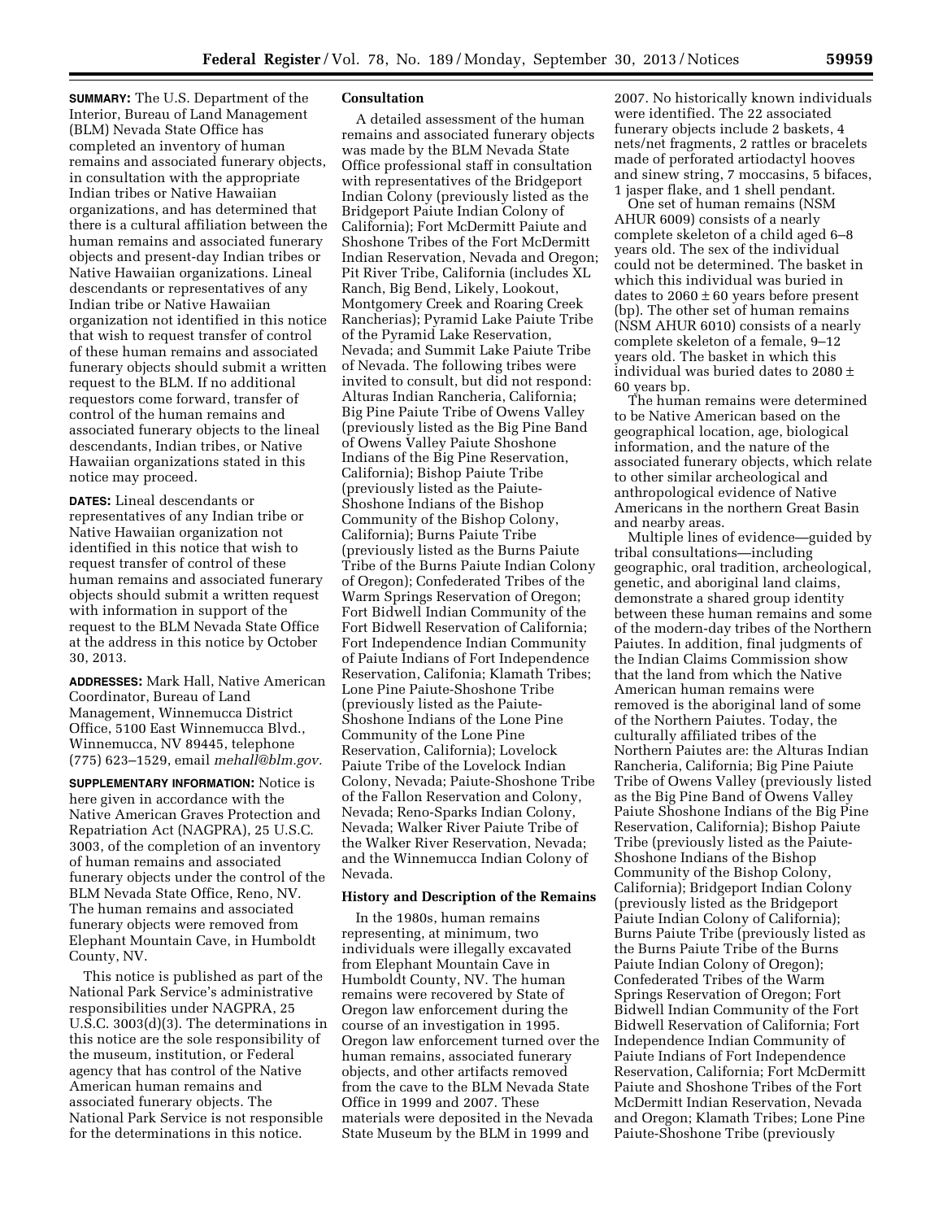**SUMMARY:** The U.S. Department of the Interior, Bureau of Land Management (BLM) Nevada State Office has completed an inventory of human remains and associated funerary objects, in consultation with the appropriate Indian tribes or Native Hawaiian organizations, and has determined that there is a cultural affiliation between the human remains and associated funerary objects and present-day Indian tribes or Native Hawaiian organizations. Lineal descendants or representatives of any Indian tribe or Native Hawaiian organization not identified in this notice that wish to request transfer of control of these human remains and associated funerary objects should submit a written request to the BLM. If no additional requestors come forward, transfer of control of the human remains and associated funerary objects to the lineal descendants, Indian tribes, or Native Hawaiian organizations stated in this notice may proceed.

**DATES:** Lineal descendants or representatives of any Indian tribe or Native Hawaiian organization not identified in this notice that wish to request transfer of control of these human remains and associated funerary objects should submit a written request with information in support of the request to the BLM Nevada State Office at the address in this notice by October 30, 2013.

**ADDRESSES:** Mark Hall, Native American Coordinator, Bureau of Land Management, Winnemucca District Office, 5100 East Winnemucca Blvd., Winnemucca, NV 89445, telephone (775) 623–1529, email *mehall@blm.gov.*

**SUPPLEMENTARY INFORMATION:** Notice is here given in accordance with the Native American Graves Protection and Repatriation Act (NAGPRA), 25 U.S.C. 3003, of the completion of an inventory of human remains and associated funerary objects under the control of the BLM Nevada State Office, Reno, NV. The human remains and associated funerary objects were removed from Elephant Mountain Cave, in Humboldt County, NV.

This notice is published as part of the National Park Service's administrative responsibilities under NAGPRA, 25 U.S.C. 3003(d)(3). The determinations in this notice are the sole responsibility of the museum, institution, or Federal agency that has control of the Native American human remains and associated funerary objects. The National Park Service is not responsible for the determinations in this notice.

**Consultation**

A detailed assessment of the human remains and associated funerary objects was made by the BLM Nevada State Office professional staff in consultation with representatives of the Bridgeport Indian Colony (previously listed as the Bridgeport Paiute Indian Colony of California); Fort McDermitt Paiute and Shoshone Tribes of the Fort McDermitt Indian Reservation, Nevada and Oregon; Pit River Tribe, California (includes XL Ranch, Big Bend, Likely, Lookout, Montgomery Creek and Roaring Creek Rancherias); Pyramid Lake Paiute Tribe of the Pyramid Lake Reservation, Nevada; and Summit Lake Paiute Tribe of Nevada. The following tribes were invited to consult, but did not respond: Alturas Indian Rancheria, California; Big Pine Paiute Tribe of Owens Valley (previously listed as the Big Pine Band of Owens Valley Paiute Shoshone Indians of the Big Pine Reservation, California); Bishop Paiute Tribe (previously listed as the Paiute-Shoshone Indians of the Bishop Community of the Bishop Colony, California); Burns Paiute Tribe (previously listed as the Burns Paiute Tribe of the Burns Paiute Indian Colony of Oregon); Confederated Tribes of the Warm Springs Reservation of Oregon; Fort Bidwell Indian Community of the Fort Bidwell Reservation of California; Fort Independence Indian Community of Paiute Indians of Fort Independence Reservation, Califonia; Klamath Tribes; Lone Pine Paiute-Shoshone Tribe (previously listed as the Paiute-Shoshone Indians of the Lone Pine Community of the Lone Pine Reservation, California); Lovelock Paiute Tribe of the Lovelock Indian Colony, Nevada; Paiute-Shoshone Tribe of the Fallon Reservation and Colony, Nevada; Reno-Sparks Indian Colony, Nevada; Walker River Paiute Tribe of the Walker River Reservation, Nevada; and the Winnemucca Indian Colony of Nevada.

**History and Description of the Remains**

In the 1980s, human remains representing, at minimum, two individuals were illegally excavated from Elephant Mountain Cave in Humboldt County, NV. The human remains were recovered by State of Oregon law enforcement during the course of an investigation in 1995. Oregon law enforcement turned over the human remains, associated funerary objects, and other artifacts removed from the cave to the BLM Nevada State Office in 1999 and 2007. These materials were deposited in the Nevada State Museum by the BLM in 1999 and 2007. No historically known individuals were identified. The 22 associated funerary objects include 2 baskets, 4 nets/net fragments, 2 rattles or bracelets made of perforated artiodactyl hooves and sinew string, 7 moccasins, 5 bifaces, 1 jasper flake, and 1 shell pendant.

One set of human remains (NSM AHUR 6009) consists of a nearly complete skeleton of a child aged 6–8 years old. The sex of the individual could not be determined. The basket in which this individual was buried in dates to $2060 \pm 60$ years before present (bp). The other set of human remains (NSM AHUR 6010) consists of a nearly complete skeleton of a female, 9–12 years old. The basket in which this individual was buried dates to $2080 \pm 60$ years bp.

The human remains were determined to be Native American based on the geographical location, age, biological information, and the nature of the associated funerary objects, which relate to other similar archeological and anthropological evidence of Native Americans in the northern Great Basin and nearby areas.

Multiple lines of evidence—guided by tribal consultations—including geographic, oral tradition, archeological, genetic, and aboriginal land claims, demonstrate a shared group identity between these human remains and some of the modern-day tribes of the Northern Paiutes. In addition, final judgments of the Indian Claims Commission show that the land from which the Native American human remains were removed is the aboriginal land of some of the Northern Paiutes. Today, the culturally affiliated tribes of the Northern Paiutes are: the Alturas Indian Rancheria, California; Big Pine Paiute Tribe of Owens Valley (previously listed as the Big Pine Band of Owens Valley Paiute Shoshone Indians of the Big Pine Reservation, California); Bishop Paiute Tribe (previously listed as the Paiute-Shoshone Indians of the Bishop Community of the Bishop Colony, California); Bridgeport Indian Colony (previously listed as the Bridgeport Paiute Indian Colony of California); Burns Paiute Tribe (previously listed as the Burns Paiute Tribe of the Burns Paiute Indian Colony of Oregon); Confederated Tribes of the Warm Springs Reservation of Oregon; Fort Bidwell Indian Community of the Fort Bidwell Reservation of California; Fort Independence Indian Community of Paiute Indians of Fort Independence Reservation, California; Fort McDermitt Paiute and Shoshone Tribes of the Fort McDermitt Indian Reservation, Nevada and Oregon; Klamath Tribes; Lone Pine Paiute-Shoshone Tribe (previously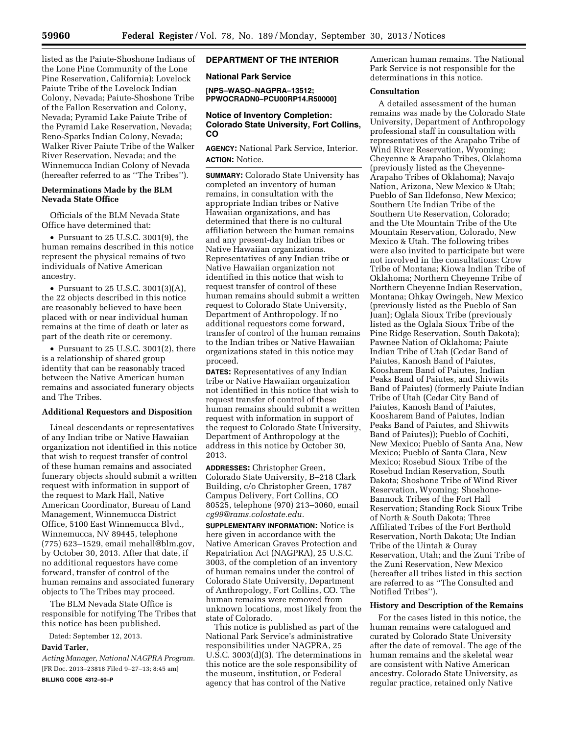listed as the Paiute-Shoshone Indians of the Lone Pine Community of the Lone Pine Reservation, California); Lovelock Paiute Tribe of the Lovelock Indian Colony, Nevada; Paiute-Shoshone Tribe of the Fallon Reservation and Colony, Nevada; Pyramid Lake Paiute Tribe of the Pyramid Lake Reservation, Nevada; Reno-Sparks Indian Colony, Nevada; Walker River Paiute Tribe of the Walker River Reservation, Nevada; and the Winnemucca Indian Colony of Nevada (hereafter referred to as "The Tribes").

### Determinations Made by the BLM Nevada State Office

Officials of the BLM Nevada State Office have determined that:

- Pursuant to 25 U.S.C. 3001(9), the human remains described in this notice represent the physical remains of two individuals of Native American ancestry.
- Pursuant to 25 U.S.C. 3001(3)(A), the 22 objects described in this notice are reasonably believed to have been placed with or near individual human remains at the time of death or later as part of the death rite or ceremony.
- Pursuant to 25 U.S.C. 3001(2), there is a relationship of shared group identity that can be reasonably traced between the Native American human remains and associated funerary objects and The Tribes.

### Additional Requestors and Disposition

Lineal descendants or representatives of any Indian tribe or Native Hawaiian organization not identified in this notice that wish to request transfer of control of these human remains and associated funerary objects should submit a written request with information in support of the request to Mark Hall, Native American Coordinator, Bureau of Land Management, Winnemucca District Office, 5100 East Winnemucca Blvd., Winnemucca, NV 89445, telephone (775) 623–1529, email mehall@blm.gov, by October 30, 2013. After that date, if no additional requestors have come forward, transfer of control of the human remains and associated funerary objects to The Tribes may proceed.

The BLM Nevada State Office is responsible for notifying The Tribes that this notice has been published.

Dated: September 12, 2013.

**David Tarler,**

*Acting Manager, National NAGPRA Program.*

[FR Doc. 2013–23818 Filed 9–27–13; 8:45 am]

**BILLING CODE 4312–50–P**

## DEPARTMENT OF THE INTERIOR

### National Park Service

**[NPS–WASO–NAGPRA–13512; PPWOCRADN0–PCU00RP14.R50000]**

### Notice of Inventory Completion: Colorado State University, Fort Collins, CO

**AGENCY:** National Park Service, Interior.

**ACTION:** Notice.

**SUMMARY:** Colorado State University has completed an inventory of human remains, in consultation with the appropriate Indian tribes or Native Hawaiian organizations, and has determined that there is no cultural affiliation between the human remains and any present-day Indian tribes or Native Hawaiian organizations. Representatives of any Indian tribe or Native Hawaiian organization not identified in this notice that wish to request transfer of control of these human remains should submit a written request to Colorado State University, Department of Anthropology. If no additional requestors come forward, transfer of control of the human remains to the Indian tribes or Native Hawaiian organizations stated in this notice may proceed.

**DATES:** Representatives of any Indian tribe or Native Hawaiian organization not identified in this notice that wish to request transfer of control of these human remains should submit a written request with information in support of the request to Colorado State University, Department of Anthropology at the address in this notice by October 30, 2013.

**ADDRESSES:** Christopher Green, Colorado State University, B–218 Clark Building, c/o Christopher Green, 1787 Campus Delivery, Fort Collins, CO 80525, telephone (970) 213–3060, email *cg99@rams.colostate.edu.*

**SUPPLEMENTARY INFORMATION:** Notice is here given in accordance with the Native American Graves Protection and Repatriation Act (NAGPRA), 25 U.S.C. 3003, of the completion of an inventory of human remains under the control of Colorado State University, Department of Anthropology, Fort Collins, CO. The human remains were removed from unknown locations, most likely from the state of Colorado.

This notice is published as part of the National Park Service's administrative responsibilities under NAGPRA, 25 U.S.C. 3003(d)(3). The determinations in this notice are the sole responsibility of the museum, institution, or Federal agency that has control of the Native American human remains. The National Park Service is not responsible for the determinations in this notice.

### Consultation

A detailed assessment of the human remains was made by the Colorado State University, Department of Anthropology professional staff in consultation with representatives of the Arapaho Tribe of Wind River Reservation, Wyoming; Cheyenne & Arapaho Tribes, Oklahoma (previously listed as the Cheyenne-Arapaho Tribes of Oklahoma); Navajo Nation, Arizona, New Mexico & Utah; Pueblo of San Ildefonso, New Mexico; Southern Ute Indian Tribe of the Southern Ute Reservation, Colorado; and the Ute Mountain Tribe of the Ute Mountain Reservation, Colorado, New Mexico & Utah. The following tribes were also invited to participate but were not involved in the consultations: Crow Tribe of Montana; Kiowa Indian Tribe of Oklahoma; Northern Cheyenne Tribe of Northern Cheyenne Indian Reservation, Montana; Ohkay Owingeh, New Mexico (previously listed as the Pueblo of San Juan); Oglala Sioux Tribe (previously listed as the Oglala Sioux Tribe of the Pine Ridge Reservation, South Dakota); Pawnee Nation of Oklahoma; Paiute Indian Tribe of Utah (Cedar Band of Paiutes, Kanosh Band of Paiutes, Koosharem Band of Paiutes, Indian Peaks Band of Paiutes, and Shivwits Band of Paiutes) (formerly Paiute Indian Tribe of Utah (Cedar City Band of Paiutes, Kanosh Band of Paiutes, Koosharem Band of Paiutes, Indian Peaks Band of Paiutes, and Shivwits Band of Paiutes)); Pueblo of Cochiti, New Mexico; Pueblo of Santa Ana, New Mexico; Pueblo of Santa Clara, New Mexico; Rosebud Sioux Tribe of the Rosebud Indian Reservation, South Dakota; Shoshone Tribe of Wind River Reservation, Wyoming; Shoshone-Bannock Tribes of the Fort Hall Reservation; Standing Rock Sioux Tribe of North & South Dakota; Three Affiliated Tribes of the Fort Berthold Reservation, North Dakota; Ute Indian Tribe of the Uintah & Ouray Reservation, Utah; and the Zuni Tribe of the Zuni Reservation, New Mexico (hereafter all tribes listed in this section are referred to as "The Consulted and Notified Tribes").

### History and Description of the Remains

For the cases listed in this notice, the human remains were catalogued and curated by Colorado State University after the date of removal. The age of the human remains and the skeletal wear are consistent with Native American ancestry. Colorado State University, as regular practice, retained only Native